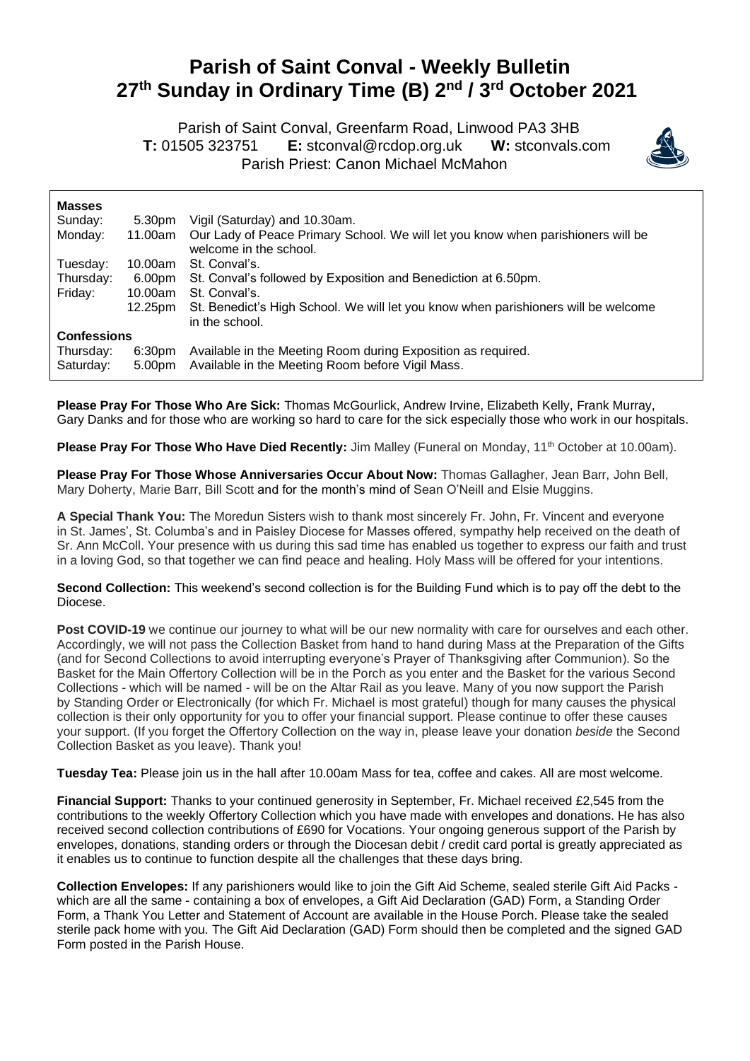# Parish of Saint Conval - Weekly Bulletin
# 27th Sunday in Ordinary Time (B) 2nd / 3rd October 2021

Parish of Saint Conval, Greenfarm Road, Linwood PA3 3HB
**T:** 01505 323751 **E:** stconval@rcdop.org.uk **W:** stconvals.com
Parish Priest: Canon Michael McMahon

| **Masses** | | |
|---|---|---|
| Sunday: | 5.30pm | Vigil (Saturday) and 10.30am. |
| Monday: | 11.00am | Our Lady of Peace Primary School. We will let you know when parishioners will be welcome in the school. |
| Tuesday: | 10.00am | St. Conval's. |
| Thursday: | 6.00pm | St. Conval's followed by Exposition and Benediction at 6.50pm. |
| Friday: | 10.00am | St. Conval's. |
| | 12.25pm | St. Benedict's High School. We will let you know when parishioners will be welcome in the school. |
| **Confessions** | | |
| Thursday: | 6:30pm | Available in the Meeting Room during Exposition as required. |
| Saturday: | 5.00pm | Available in the Meeting Room before Vigil Mass. |

**Please Pray For Those Who Are Sick:** Thomas McGourlick, Andrew Irvine, Elizabeth Kelly, Frank Murray, Gary Danks and for those who are working so hard to care for the sick especially those who work in our hospitals.

**Please Pray For Those Who Have Died Recently:** Jim Malley (Funeral on Monday, 11th October at 10.00am).

**Please Pray For Those Whose Anniversaries Occur About Now:** Thomas Gallagher, Jean Barr, John Bell, Mary Doherty, Marie Barr, Bill Scott and for the month's mind of Sean O'Neill and Elsie Muggins.

**A Special Thank You:** The Moredun Sisters wish to thank most sincerely Fr. John, Fr. Vincent and everyone in St. James', St. Columba's and in Paisley Diocese for Masses offered, sympathy help received on the death of Sr. Ann McColl. Your presence with us during this sad time has enabled us together to express our faith and trust in a loving God, so that together we can find peace and healing. Holy Mass will be offered for your intentions.

**Second Collection:** This weekend's second collection is for the Building Fund which is to pay off the debt to the Diocese.

**Post COVID-19** we continue our journey to what will be our new normality with care for ourselves and each other. Accordingly, we will not pass the Collection Basket from hand to hand during Mass at the Preparation of the Gifts (and for Second Collections to avoid interrupting everyone's Prayer of Thanksgiving after Communion). So the Basket for the Main Offertory Collection will be in the Porch as you enter and the Basket for the various Second Collections - which will be named - will be on the Altar Rail as you leave. Many of you now support the Parish by Standing Order or Electronically (for which Fr. Michael is most grateful) though for many causes the physical collection is their only opportunity for you to offer your financial support. Please continue to offer these causes your support. (If you forget the Offertory Collection on the way in, please leave your donation *beside* the Second Collection Basket as you leave). Thank you!

**Tuesday Tea:** Please join us in the hall after 10.00am Mass for tea, coffee and cakes. All are most welcome.

**Financial Support:** Thanks to your continued generosity in September, Fr. Michael received £2,545 from the contributions to the weekly Offertory Collection which you have made with envelopes and donations. He has also received second collection contributions of £690 for Vocations. Your ongoing generous support of the Parish by envelopes, donations, standing orders or through the Diocesan debit / credit card portal is greatly appreciated as it enables us to continue to function despite all the challenges that these days bring.

**Collection Envelopes:** If any parishioners would like to join the Gift Aid Scheme, sealed sterile Gift Aid Packs - which are all the same - containing a box of envelopes, a Gift Aid Declaration (GAD) Form, a Standing Order Form, a Thank You Letter and Statement of Account are available in the House Porch. Please take the sealed sterile pack home with you. The Gift Aid Declaration (GAD) Form should then be completed and the signed GAD Form posted in the Parish House.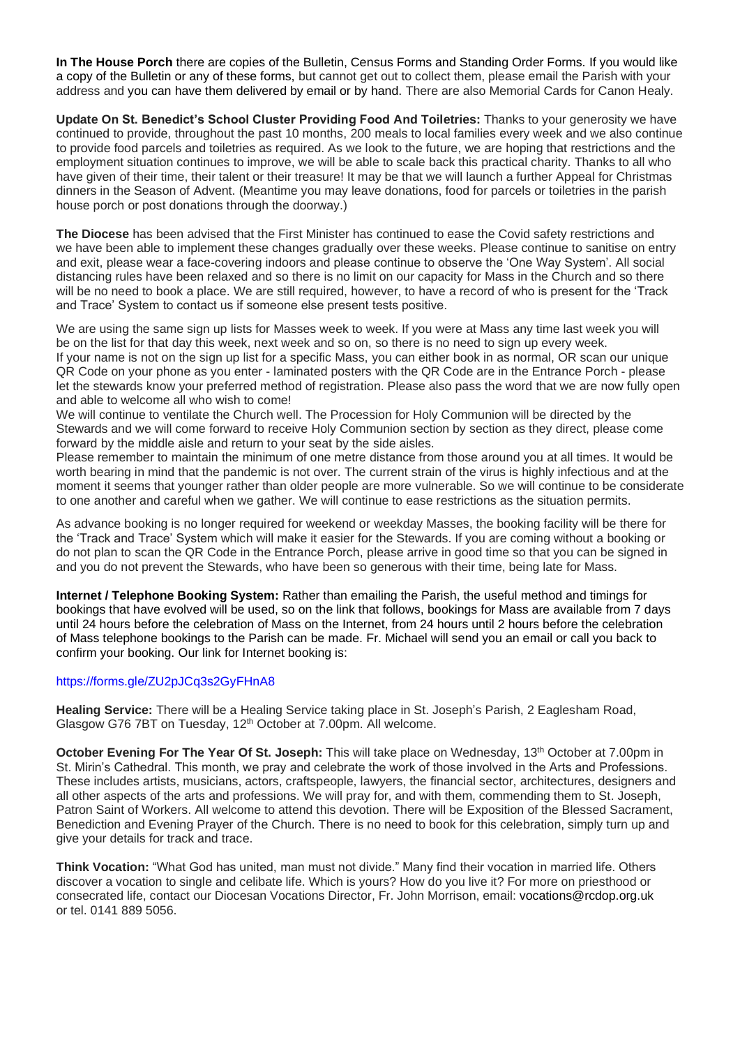**In The House Porch** there are copies of the Bulletin, Census Forms and Standing Order Forms. If you would like a copy of the Bulletin or any of these forms, but cannot get out to collect them, please email the Parish with your address and you can have them delivered by email or by hand. There are also Memorial Cards for Canon Healy.

**Update On St. Benedict's School Cluster Providing Food And Toiletries:** Thanks to your generosity we have continued to provide, throughout the past 10 months, 200 meals to local families every week and we also continue to provide food parcels and toiletries as required. As we look to the future, we are hoping that restrictions and the employment situation continues to improve, we will be able to scale back this practical charity. Thanks to all who have given of their time, their talent or their treasure! It may be that we will launch a further Appeal for Christmas dinners in the Season of Advent. (Meantime you may leave donations, food for parcels or toiletries in the parish house porch or post donations through the doorway.)

**The Diocese** has been advised that the First Minister has continued to ease the Covid safety restrictions and we have been able to implement these changes gradually over these weeks. Please continue to sanitise on entry and exit, please wear a face-covering indoors and please continue to observe the 'One Way System'. All social distancing rules have been relaxed and so there is no limit on our capacity for Mass in the Church and so there will be no need to book a place. We are still required, however, to have a record of who is present for the 'Track and Trace' System to contact us if someone else present tests positive.

We are using the same sign up lists for Masses week to week. If you were at Mass any time last week you will be on the list for that day this week, next week and so on, so there is no need to sign up every week.
If your name is not on the sign up list for a specific Mass, you can either book in as normal, OR scan our unique QR Code on your phone as you enter - laminated posters with the QR Code are in the Entrance Porch - please let the stewards know your preferred method of registration. Please also pass the word that we are now fully open and able to welcome all who wish to come!
We will continue to ventilate the Church well. The Procession for Holy Communion will be directed by the Stewards and we will come forward to receive Holy Communion section by section as they direct, please come forward by the middle aisle and return to your seat by the side aisles.
Please remember to maintain the minimum of one metre distance from those around you at all times. It would be worth bearing in mind that the pandemic is not over. The current strain of the virus is highly infectious and at the moment it seems that younger rather than older people are more vulnerable. So we will continue to be considerate to one another and careful when we gather. We will continue to ease restrictions as the situation permits.

As advance booking is no longer required for weekend or weekday Masses, the booking facility will be there for the 'Track and Trace' System which will make it easier for the Stewards. If you are coming without a booking or do not plan to scan the QR Code in the Entrance Porch, please arrive in good time so that you can be signed in and you do not prevent the Stewards, who have been so generous with their time, being late for Mass.

**Internet / Telephone Booking System:** Rather than emailing the Parish, the useful method and timings for bookings that have evolved will be used, so on the link that follows, bookings for Mass are available from 7 days until 24 hours before the celebration of Mass on the Internet, from 24 hours until 2 hours before the celebration of Mass telephone bookings to the Parish can be made. Fr. Michael will send you an email or call you back to confirm your booking. Our link for Internet booking is:

https://forms.gle/ZU2pJCq3s2GyFHnA8

**Healing Service:** There will be a Healing Service taking place in St. Joseph's Parish, 2 Eaglesham Road, Glasgow G76 7BT on Tuesday, 12th October at 7.00pm. All welcome.

**October Evening For The Year Of St. Joseph:** This will take place on Wednesday, 13th October at 7.00pm in St. Mirin's Cathedral. This month, we pray and celebrate the work of those involved in the Arts and Professions. These includes artists, musicians, actors, craftspeople, lawyers, the financial sector, architectures, designers and all other aspects of the arts and professions. We will pray for, and with them, commending them to St. Joseph, Patron Saint of Workers. All welcome to attend this devotion. There will be Exposition of the Blessed Sacrament, Benediction and Evening Prayer of the Church. There is no need to book for this celebration, simply turn up and give your details for track and trace.

**Think Vocation:** "What God has united, man must not divide." Many find their vocation in married life. Others discover a vocation to single and celibate life. Which is yours? How do you live it? For more on priesthood or consecrated life, contact our Diocesan Vocations Director, Fr. John Morrison, email: vocations@rcdop.org.uk or tel. 0141 889 5056.